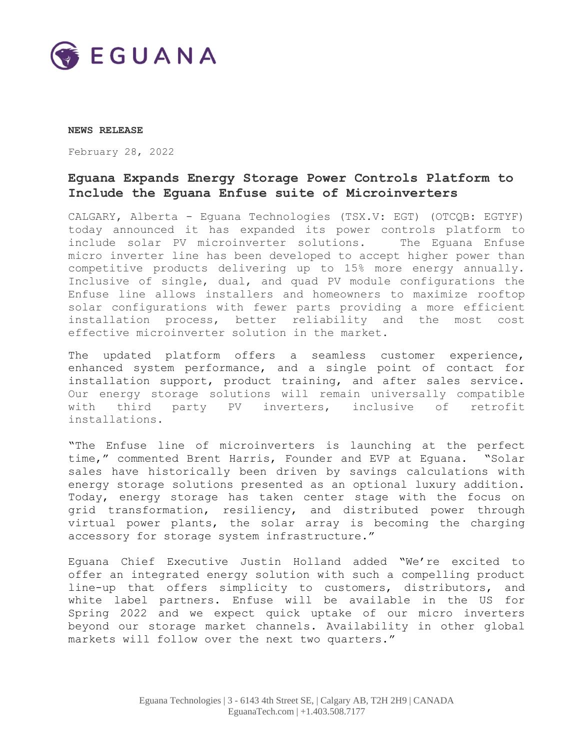**NEWS RELEASE**

February 28, 2022

# Eguana Expands Energy Storage Power Controls Platform to Include the Eguana Enfuse suite of Microinverters

CALGARY, Alberta - Eguana Technologies (TSX.V: EGT) (OTCQB: EGTYF) today announced it has expanded its power controls platform to include solar PV microinverter solutions. The Eguana Enfuse micro inverter line has been developed to accept higher power than competitive products delivering up to 15% more energy annually. Inclusive of single, dual, and quad PV module configurations the Enfuse line allows installers and homeowners to maximize rooftop solar configurations with fewer parts providing a more efficient installation process, better reliability and the most cost effective microinverter solution in the market.

The updated platform offers a seamless customer experience, enhanced system performance, and a single point of contact for installation support, product training, and after sales service. Our energy storage solutions will remain universally compatible with third party PV inverters, inclusive of retrofit installations.

"The Enfuse line of microinverters is launching at the perfect time," commented Brent Harris, Founder and EVP at Eguana. "Solar sales have historically been driven by savings calculations with energy storage solutions presented as an optional luxury addition. Today, energy storage has taken center stage with the focus on grid transformation, resiliency, and distributed power through virtual power plants, the solar array is becoming the charging accessory for storage system infrastructure."

Eguana Chief Executive Justin Holland added "We're excited to offer an integrated energy solution with such a compelling product line-up that offers simplicity to customers, distributors, and white label partners. Enfuse will be available in the US for Spring 2022 and we expect quick uptake of our micro inverters beyond our storage market channels. Availability in other global markets will follow over the next two quarters."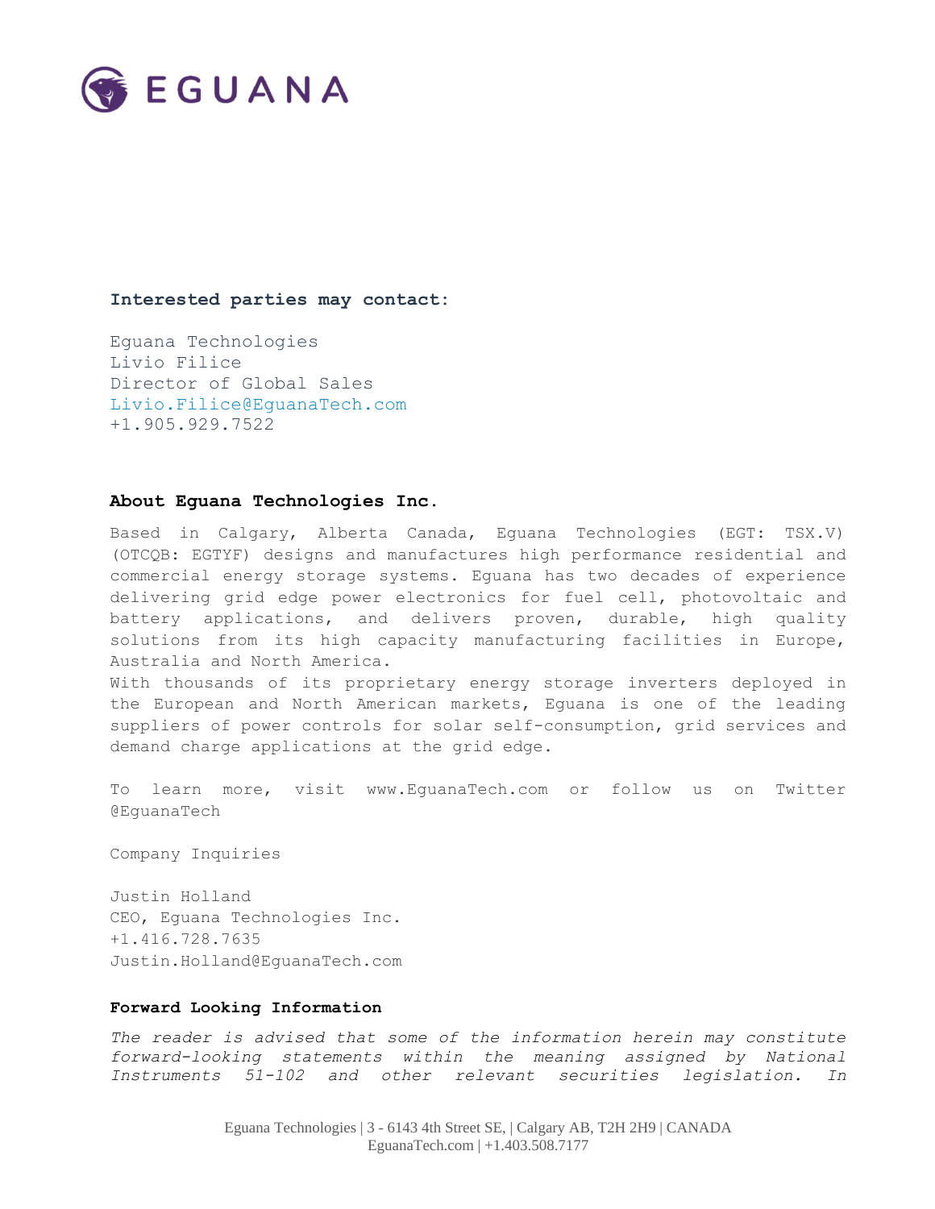**Interested parties may contact:**

Eguana Technologies
Livio Filice
Director of Global Sales
Livio.Filice@EguanaTech.com
+1.905.929.7522

## About Eguana Technologies Inc.

Based in Calgary, Alberta Canada, Eguana Technologies (EGT: TSX.V) (OTCQB: EGTYF) designs and manufactures high performance residential and commercial energy storage systems. Eguana has two decades of experience delivering grid edge power electronics for fuel cell, photovoltaic and battery applications, and delivers proven, durable, high quality solutions from its high capacity manufacturing facilities in Europe, Australia and North America.

With thousands of its proprietary energy storage inverters deployed in the European and North American markets, Eguana is one of the leading suppliers of power controls for solar self-consumption, grid services and demand charge applications at the grid edge.

To learn more, visit www.EguanaTech.com or follow us on Twitter @EguanaTech

Company Inquiries

Justin Holland
CEO, Eguana Technologies Inc.
+1.416.728.7635
Justin.Holland@EguanaTech.com

## Forward Looking Information

*The reader is advised that some of the information herein may constitute forward-looking statements within the meaning assigned by National Instruments 51-102 and other relevant securities legislation. In*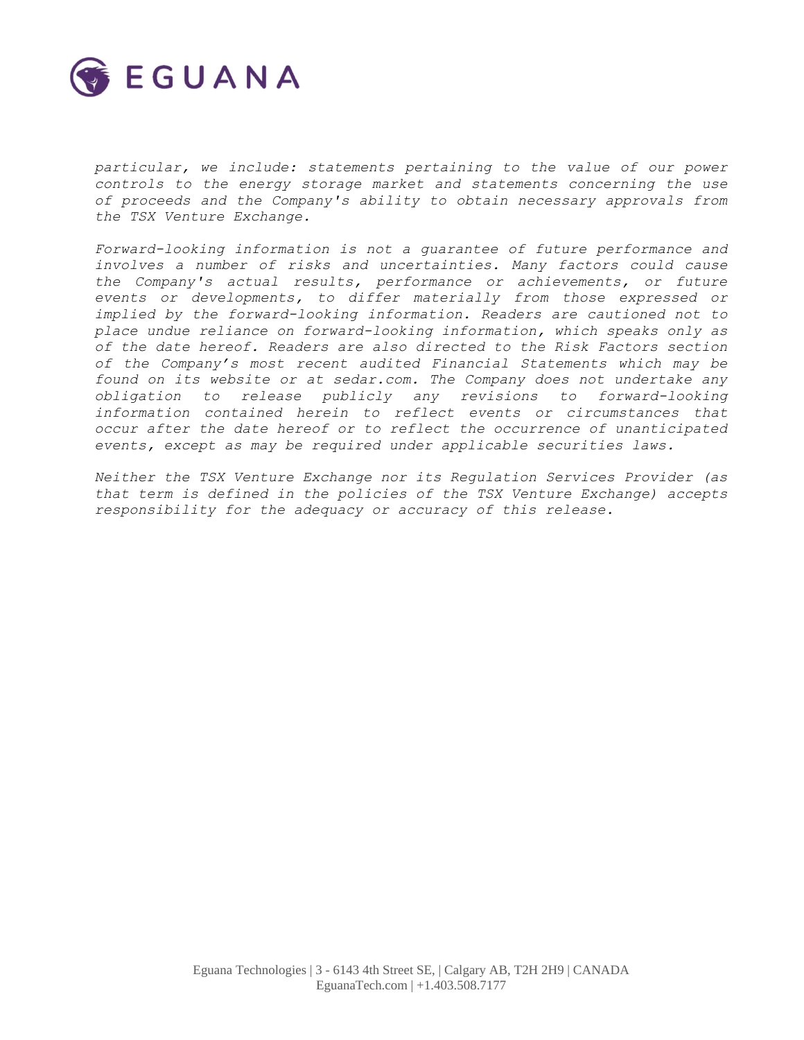*particular, we include: statements pertaining to the value of our power controls to the energy storage market and statements concerning the use of proceeds and the Company's ability to obtain necessary approvals from the TSX Venture Exchange.*

*Forward-looking information is not a guarantee of future performance and involves a number of risks and uncertainties. Many factors could cause the Company's actual results, performance or achievements, or future events or developments, to differ materially from those expressed or implied by the forward-looking information. Readers are cautioned not to place undue reliance on forward-looking information, which speaks only as of the date hereof. Readers are also directed to the Risk Factors section of the Company's most recent audited Financial Statements which may be found on its website or at sedar.com. The Company does not undertake any obligation to release publicly any revisions to forward-looking information contained herein to reflect events or circumstances that occur after the date hereof or to reflect the occurrence of unanticipated events, except as may be required under applicable securities laws.*

*Neither the TSX Venture Exchange nor its Regulation Services Provider (as that term is defined in the policies of the TSX Venture Exchange) accepts responsibility for the adequacy or accuracy of this release.*